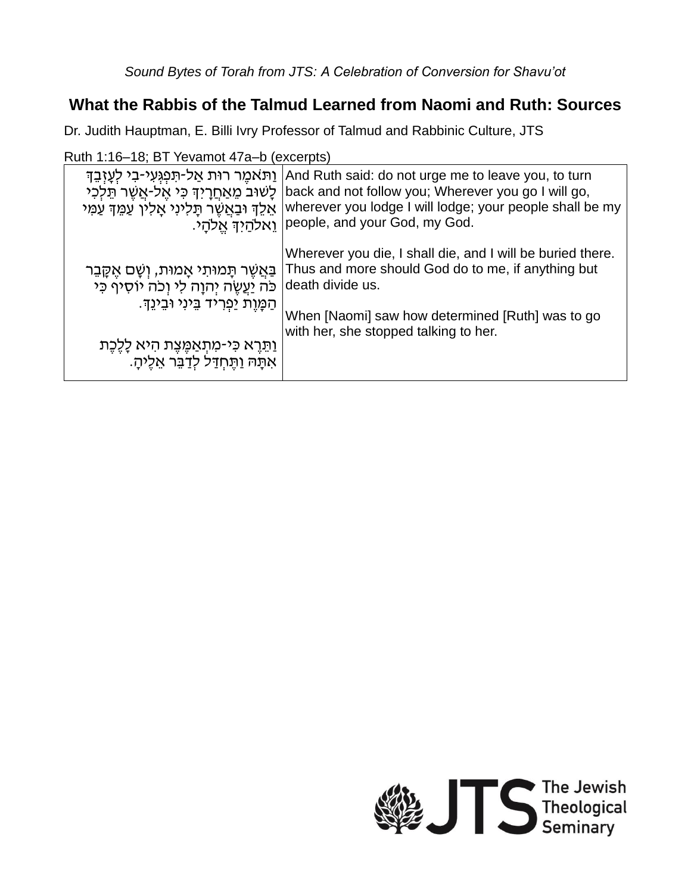*Sound Bytes of Torah from JTS: A Celebration of Conversion for Shavu'ot*

## What the Rabbis of the Talmud Learned from Naomi and Ruth: Sources

Dr. Judith Hauptman, E. Billi Ivry Professor of Talmud and Rabbinic Culture, JTS

Ruth 1:16–18; BT Yevamot 47a–b (excerpts)

| | |
|---|---|
| וַתֹּאמֶר רוּת אַל-תִּפְגְּעִי-בִי לְעָזְבֵךְ לָשׁוּב מֵאַחֲרָיִךְ כִּי אֶל-אֲשֶׁר תֵּלְכִי אֵלֵךְ וּבַאֲשֶׁר תָּלִינִי אָלִין עַמֵּךְ עַמִּי וֵאלֹהַיִךְ אֱלֹהָי. | And Ruth said: do not urge me to leave you, to turn back and not follow you; Wherever you go I will go, wherever you lodge I will lodge; your people shall be my people, and your God, my God. |
| בַּאֲשֶׁר תָּמוּתִי אָמוּת, וְשָׁם אֶקָּבֵר כֹּה יַעֲשֶׂה יְהוָה לִי וְכֹה יֹסִיף כִּי הַמָּוֶת יַפְרִיד בֵּינִי וּבֵינֵךְ. | Wherever you die, I shall die, and I will be buried there. Thus and more should God do to me, if anything but death divide us. |
| וַתֵּרֶא כִּי-מִתְאַמֶּצֶת הִיא לָלֶכֶת אִתָּהּ וַתֶּחְדַּל לְדַבֵּר אֵלֶיהָ. | When [Naomi] saw how determined [Ruth] was to go with her, she stopped talking to her. |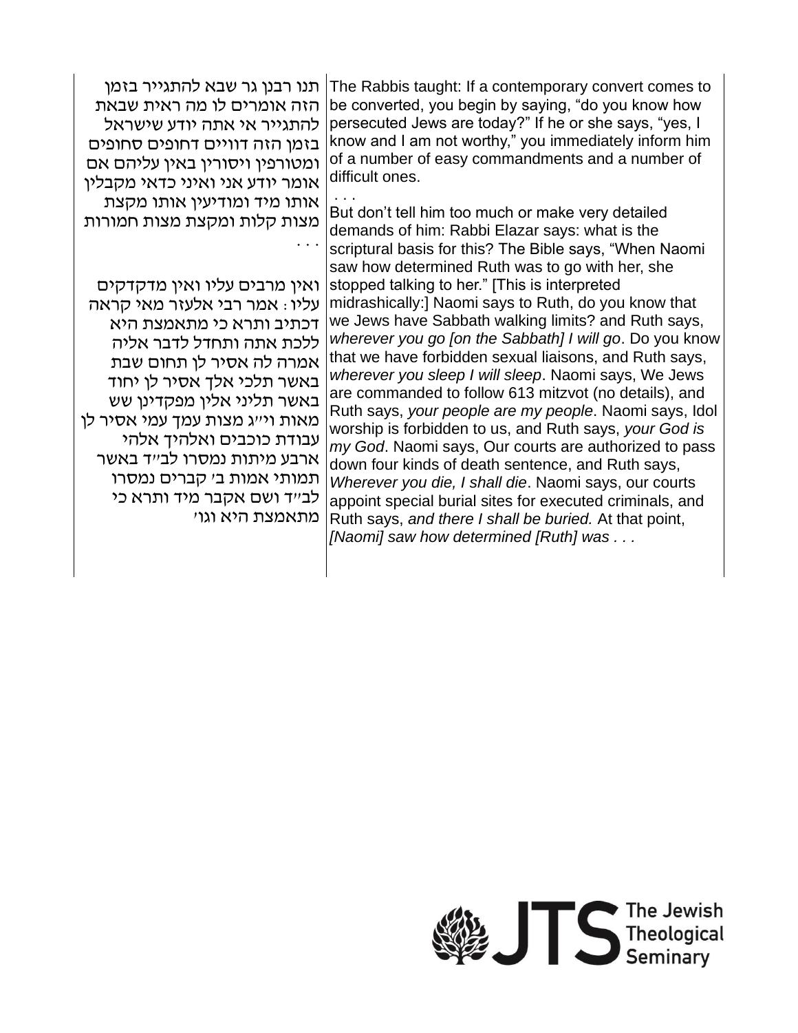| | |
|---|---|
| תנו רבנן גר שבא להתגייר בזמן הזה אומרים לו מה ראית שבאת להתגייר אי אתה יודע שישראל בזמן הזה דוויים דחופים סחופים ומטורפין ויסורין באין עליהם אם אומר יודע אני ואיני כדאי מקבלין אותו מיד ומודיעין אותו מקצת מצות קלות ומקצת מצות חמורות . . . | The Rabbis taught: If a contemporary convert comes to be converted, you begin by saying, "do you know how persecuted Jews are today?" If he or she says, "yes, I know and I am not worthy," you immediately inform him of a number of easy commandments and a number of difficult ones. . . . |
| ואין מרבים עליו ואין מדקדקים עליו: אמר רבי אלעזר מאי קראה דכתיב ותרא כי מתאמצת היא ללכת אתה ותחדל לדבר אליה אמרה לה אסיר לן תחום שבת באשר תלכי אלך אסיר לן יחוד באשר תליני אלין מפקדינן שש מאות וי״ג מצות עמך עמי אסיר לן עבודת כוכבים ואלהיך אלהי ארבע מיתות נמסרו לב״ד באשר תמותי אמות ב' קברים נמסרו לב״ד ושם אקבר מיד ותרא כי מתאמצת היא וגו' | But don't tell him too much or make very detailed demands of him: Rabbi Elazar says: what is the scriptural basis for this? The Bible says, "When Naomi saw how determined Ruth was to go with her, she stopped talking to her." [This is interpreted midrashically:] Naomi says to Ruth, do you know that we Jews have Sabbath walking limits? and Ruth says, *wherever you go [on the Sabbath] I will go*. Do you know that we have forbidden sexual liaisons, and Ruth says, *wherever you sleep I will sleep*. Naomi says, We Jews are commanded to follow 613 mitzvot (no details), and Ruth says, *your people are my people*. Naomi says, Idol worship is forbidden to us, and Ruth says, *your God is my God*. Naomi says, Our courts are authorized to pass down four kinds of death sentence, and Ruth says, *Wherever you die, I shall die*. Naomi says, our courts appoint special burial sites for executed criminals, and Ruth says, *and there I shall be buried.* At that point, *[Naomi] saw how determined [Ruth] was . . .* |

The Jewish Theological Seminary